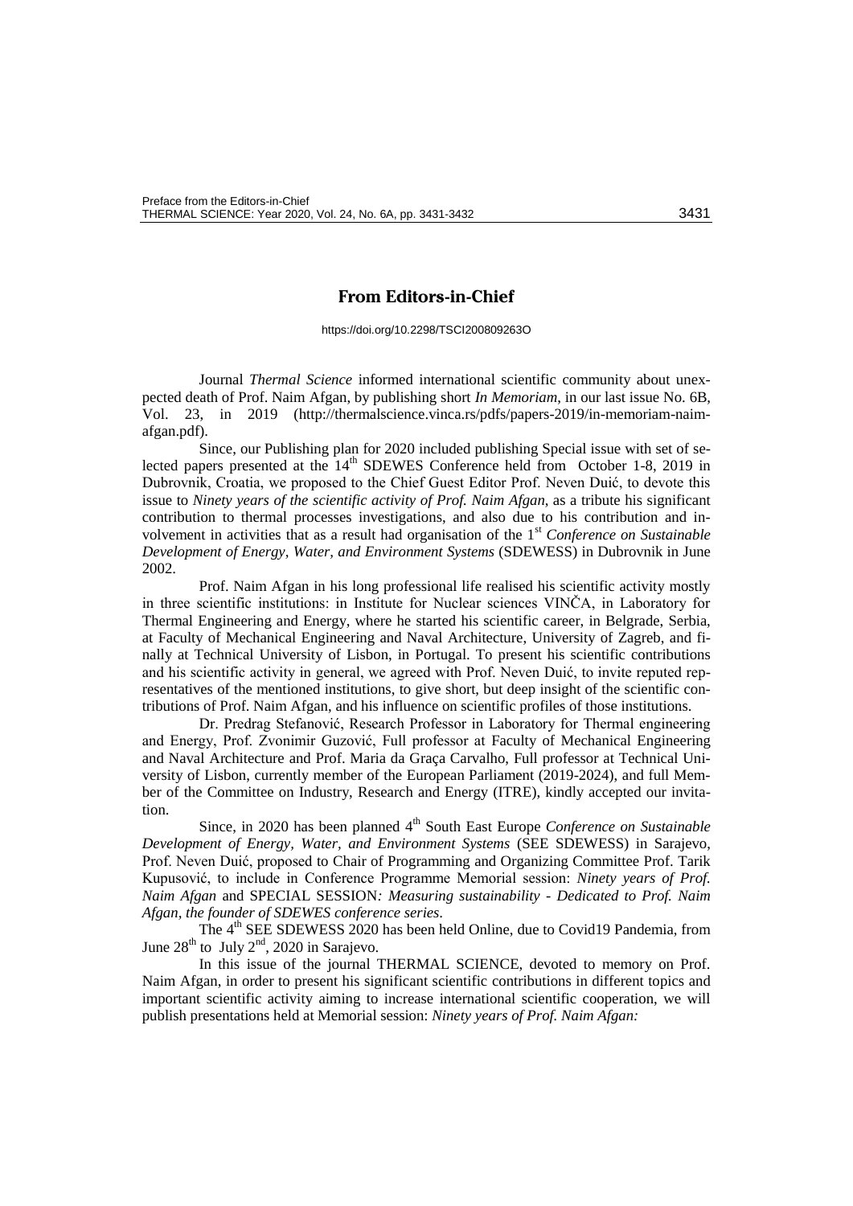# From Editors-in-Chief

https://doi.org/10.2298/TSCI200809263O

Journal *Thermal Science* informed international scientific community about unexpected death of Prof. Naim Afgan, by publishing short *In Memoriam*, in our last issue No. 6B, Vol. 23, in 2019 (http://thermalscience.vinca.rs/pdfs/papers-2019/in-memoriam-naim-afgan.pdf).

Since, our Publishing plan for 2020 included publishing Special issue with set of selected papers presented at the 14th SDEWES Conference held from October 1-8, 2019 in Dubrovnik, Croatia, we proposed to the Chief Guest Editor Prof. Neven Duić, to devote this issue to *Ninety years of the scientific activity of Prof. Naim Afgan*, as a tribute his significant contribution to thermal processes investigations, and also due to his contribution and involvement in activities that as a result had organisation of the 1st *Conference on Sustainable Development of Energy, Water, and Environment Systems* (SDEWESS) in Dubrovnik in June 2002.

Prof. Naim Afgan in his long professional life realised his scientific activity mostly in three scientific institutions: in Institute for Nuclear sciences VINČA, in Laboratory for Thermal Engineering and Energy, where he started his scientific career, in Belgrade, Serbia, at Faculty of Mechanical Engineering and Naval Architecture, University of Zagreb, and finally at Technical University of Lisbon, in Portugal. To present his scientific contributions and his scientific activity in general, we agreed with Prof. Neven Duić, to invite reputed representatives of the mentioned institutions, to give short, but deep insight of the scientific contributions of Prof. Naim Afgan, and his influence on scientific profiles of those institutions.

Dr. Predrag Stefanović, Research Professor in Laboratory for Thermal engineering and Energy, Prof. Zvonimir Guzović, Full professor at Faculty of Mechanical Engineering and Naval Architecture and Prof. Maria da Graça Carvalho, Full professor at Technical University of Lisbon, currently member of the European Parliament (2019-2024), and full Member of the Committee on Industry, Research and Energy (ITRE), kindly accepted our invitation.

Since, in 2020 has been planned 4th South East Europe *Conference on Sustainable Development of Energy, Water, and Environment Systems* (SEE SDEWESS) in Sarajevo, Prof. Neven Duić, proposed to Chair of Programming and Organizing Committee Prof. Tarik Kupusović, to include in Conference Programme Memorial session: *Ninety years of Prof. Naim Afgan* and SPECIAL SESSION*: Measuring sustainability - Dedicated to Prof. Naim Afgan, the founder of SDEWES conference series*.

The 4th SEE SDEWESS 2020 has been held Online, due to Covid19 Pandemia, from June 28th to July 2nd, 2020 in Sarajevo.

In this issue of the journal THERMAL SCIENCE, devoted to memory on Prof. Naim Afgan, in order to present his significant scientific contributions in different topics and important scientific activity aiming to increase international scientific cooperation, we will publish presentations held at Memorial session: *Ninety years of Prof. Naim Afgan:*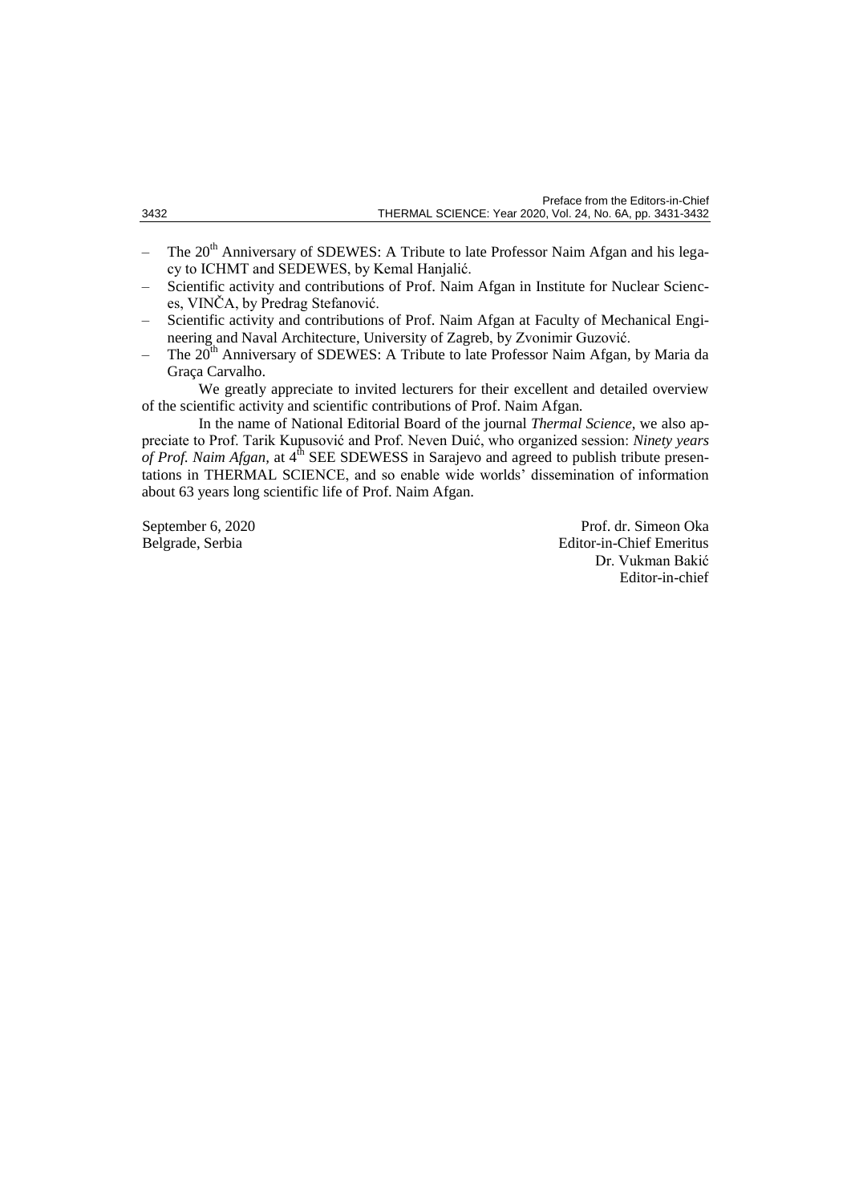- The 20th Anniversary of SDEWES: A Tribute to late Professor Naim Afgan and his legacy to ICHMT and SEDEWES, by Kemal Hanjalić.
- Scientific activity and contributions of Prof. Naim Afgan in Institute for Nuclear Sciences, VINČA, by Predrag Stefanović.
- Scientific activity and contributions of Prof. Naim Afgan at Faculty of Mechanical Engineering and Naval Architecture, University of Zagreb, by Zvonimir Guzović.
- The 20th Anniversary of SDEWES: A Tribute to late Professor Naim Afgan, by Maria da Graça Carvalho.

We greatly appreciate to invited lecturers for their excellent and detailed overview of the scientific activity and scientific contributions of Prof. Naim Afgan.

In the name of National Editorial Board of the journal *Thermal Science*, we also appreciate to Prof. Tarik Kupusović and Prof. Neven Duić, who organized session: *Ninety years of Prof. Naim Afgan*, at 4th SEE SDEWESS in Sarajevo and agreed to publish tribute presentations in THERMAL SCIENCE, and so enable wide worlds' dissemination of information about 63 years long scientific life of Prof. Naim Afgan.

September 6, 2020
Belgrade, Serbia

Prof. dr. Simeon Oka
Editor-in-Chief Emeritus
Dr. Vukman Bakić
Editor-in-chief